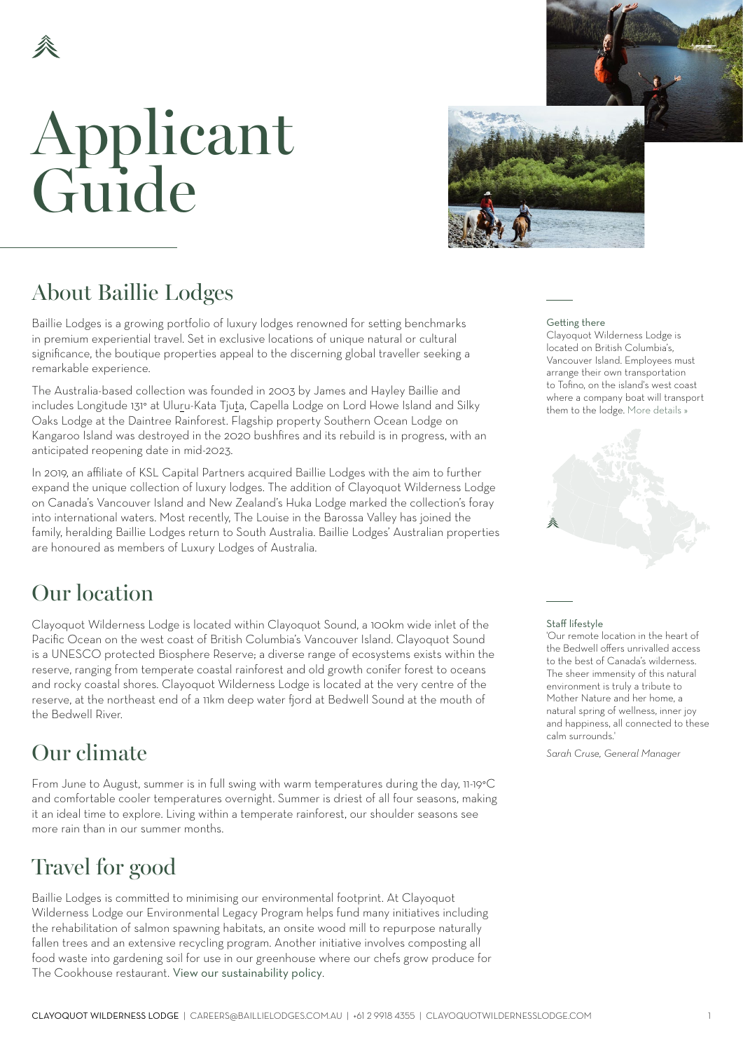# Applicant Guide

## About Baillie Lodges

Baillie Lodges is a growing portfolio of luxury lodges renowned for setting benchmarks in premium experiential travel. Set in exclusive locations of unique natural or cultural significance, the boutique properties appeal to the discerning global traveller seeking a remarkable experience.

The Australia-based collection was founded in 2003 by James and Hayley Baillie and includes Longitude 131° at Uluṟu-Kata Tjuṯa, Capella Lodge on Lord Howe Island and Silky Oaks Lodge at the Daintree Rainforest. Flagship property Southern Ocean Lodge on Kangaroo Island was destroyed in the 2020 bushfires and its rebuild is in progress, with an anticipated reopening date in mid-2023.

In 2019, an affiliate of KSL Capital Partners acquired Baillie Lodges with the aim to further expand the unique collection of luxury lodges. The addition of Clayoquot Wilderness Lodge on Canada's Vancouver Island and New Zealand's Huka Lodge marked the collection's foray into international waters. Most recently, The Louise in the Barossa Valley has joined the family, heralding Baillie Lodges return to South Australia. Baillie Lodges' Australian properties are honoured as members of Luxury Lodges of Australia.

### Getting there

Clayoquot Wilderness Lodge is located on British Columbia's, Vancouver Island. Employees must arrange their own transportation to Tofino, on the island's west coast where a company boat will transport them to the lodge. More details »

## Our location

Clayoquot Wilderness Lodge is located within Clayoquot Sound, a 100km wide inlet of the Pacific Ocean on the west coast of British Columbia's Vancouver Island. Clayoquot Sound is a UNESCO protected Biosphere Reserve; a diverse range of ecosystems exists within the reserve, ranging from temperate coastal rainforest and old growth conifer forest to oceans and rocky coastal shores. Clayoquot Wilderness Lodge is located at the very centre of the reserve, at the northeast end of a 11km deep water fjord at Bedwell Sound at the mouth of the Bedwell River.

### Staff lifestyle

'Our remote location in the heart of the Bedwell offers unrivalled access to the best of Canada's wilderness. The sheer immensity of this natural environment is truly a tribute to Mother Nature and her home, a natural spring of wellness, inner joy and happiness, all connected to these calm surrounds.'

*Sarah Cruse, General Manager*

## Our climate

From June to August, summer is in full swing with warm temperatures during the day, 11-19°C and comfortable cooler temperatures overnight. Summer is driest of all four seasons, making it an ideal time to explore. Living within a temperate rainforest, our shoulder seasons see more rain than in our summer months.

## Travel for good

Baillie Lodges is committed to minimising our environmental footprint. At Clayoquot Wilderness Lodge our Environmental Legacy Program helps fund many initiatives including the rehabilitation of salmon spawning habitats, an onsite wood mill to repurpose naturally fallen trees and an extensive recycling program. Another initiative involves composting all food waste into gardening soil for use in our greenhouse where our chefs grow produce for The Cookhouse restaurant. View our sustainability policy.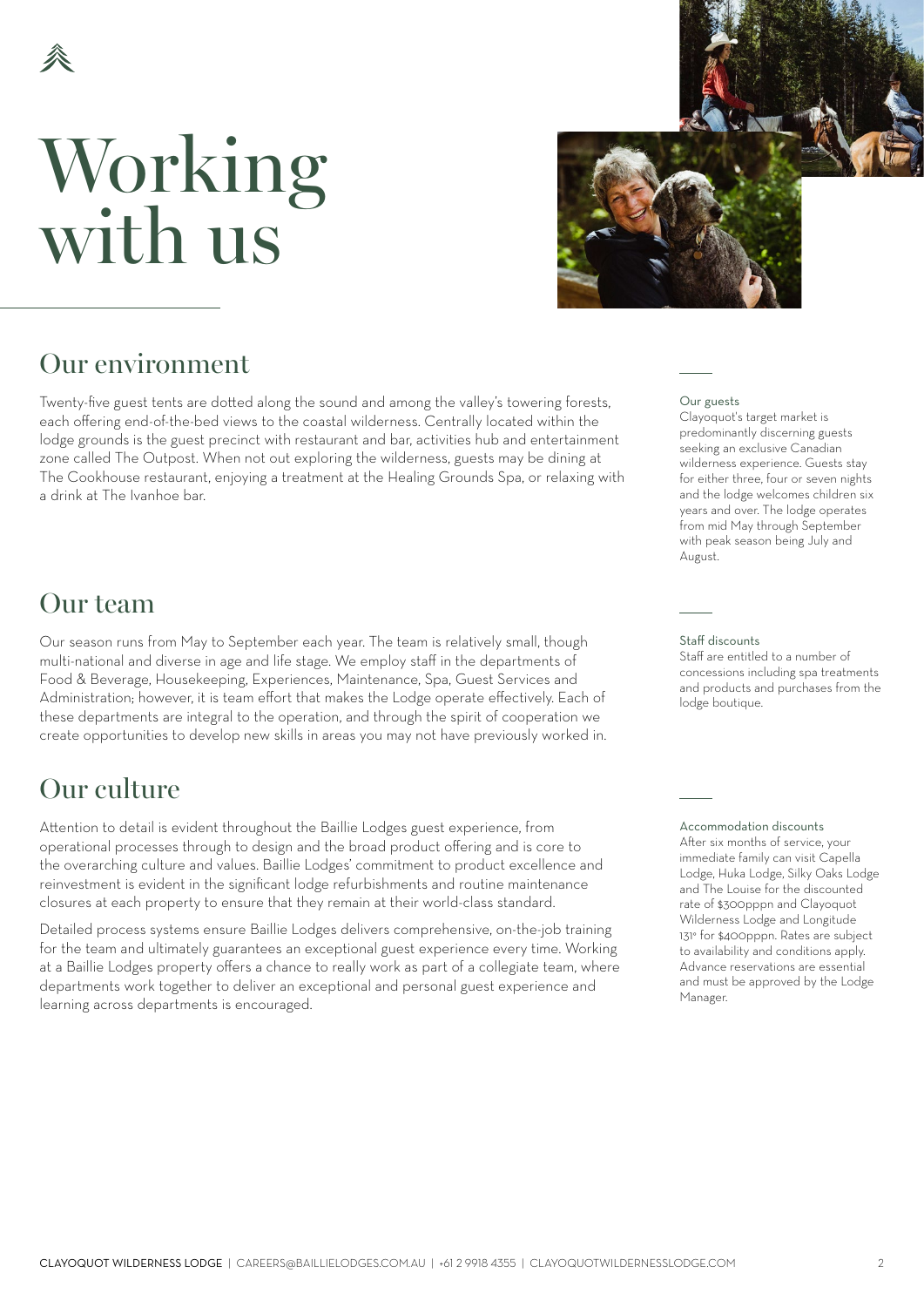# Working with us

## Our environment

Twenty-five guest tents are dotted along the sound and among the valley's towering forests, each offering end-of-the-bed views to the coastal wilderness. Centrally located within the lodge grounds is the guest precinct with restaurant and bar, activities hub and entertainment zone called The Outpost. When not out exploring the wilderness, guests may be dining at The Cookhouse restaurant, enjoying a treatment at the Healing Grounds Spa, or relaxing with a drink at The Ivanhoe bar.

**Our guests**

Clayoquot's target market is predominantly discerning guests seeking an exclusive Canadian wilderness experience. Guests stay for either three, four or seven nights and the lodge welcomes children six years and over. The lodge operates from mid May through September with peak season being July and August.

## Our team

Our season runs from May to September each year. The team is relatively small, though multi-national and diverse in age and life stage. We employ staff in the departments of Food & Beverage, Housekeeping, Experiences, Maintenance, Spa, Guest Services and Administration; however, it is team effort that makes the Lodge operate effectively. Each of these departments are integral to the operation, and through the spirit of cooperation we create opportunities to develop new skills in areas you may not have previously worked in.

**Staff discounts**

Staff are entitled to a number of concessions including spa treatments and products and purchases from the lodge boutique.

## Our culture

Attention to detail is evident throughout the Baillie Lodges guest experience, from operational processes through to design and the broad product offering and is core to the overarching culture and values. Baillie Lodges' commitment to product excellence and reinvestment is evident in the significant lodge refurbishments and routine maintenance closures at each property to ensure that they remain at their world-class standard.

Detailed process systems ensure Baillie Lodges delivers comprehensive, on-the-job training for the team and ultimately guarantees an exceptional guest experience every time. Working at a Baillie Lodges property offers a chance to really work as part of a collegiate team, where departments work together to deliver an exceptional and personal guest experience and learning across departments is encouraged.

**Accommodation discounts**

After six months of service, your immediate family can visit Capella Lodge, Huka Lodge, Silky Oaks Lodge and The Louise for the discounted rate of $300pppn and Clayoquot Wilderness Lodge and Longitude 131° for $400pppn. Rates are subject to availability and conditions apply. Advance reservations are essential and must be approved by the Lodge Manager.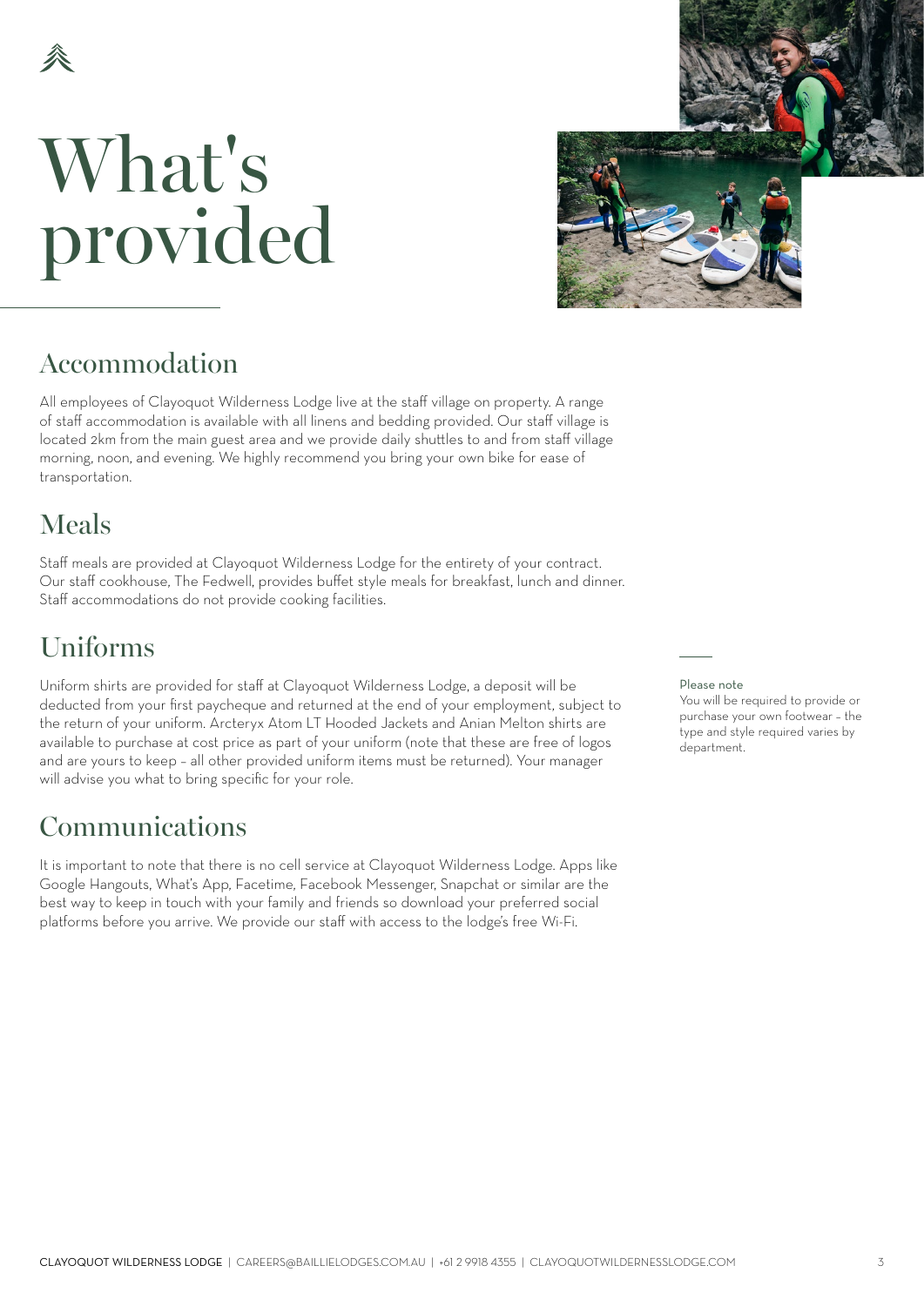# What's provided

## Accommodation

All employees of Clayoquot Wilderness Lodge live at the staff village on property. A range of staff accommodation is available with all linens and bedding provided. Our staff village is located 2km from the main guest area and we provide daily shuttles to and from staff village morning, noon, and evening. We highly recommend you bring your own bike for ease of transportation.

## Meals

Staff meals are provided at Clayoquot Wilderness Lodge for the entirety of your contract. Our staff cookhouse, The Fedwell, provides buffet style meals for breakfast, lunch and dinner. Staff accommodations do not provide cooking facilities.

## Uniforms

Uniform shirts are provided for staff at Clayoquot Wilderness Lodge, a deposit will be deducted from your first paycheque and returned at the end of your employment, subject to the return of your uniform. Arcteryx Atom LT Hooded Jackets and Anian Melton shirts are available to purchase at cost price as part of your uniform (note that these are free of logos and are yours to keep – all other provided uniform items must be returned). Your manager will advise you what to bring specific for your role.

Please note
You will be required to provide or purchase your own footwear – the type and style required varies by department.

## Communications

It is important to note that there is no cell service at Clayoquot Wilderness Lodge. Apps like Google Hangouts, What's App, Facetime, Facebook Messenger, Snapchat or similar are the best way to keep in touch with your family and friends so download your preferred social platforms before you arrive. We provide our staff with access to the lodge's free Wi-Fi.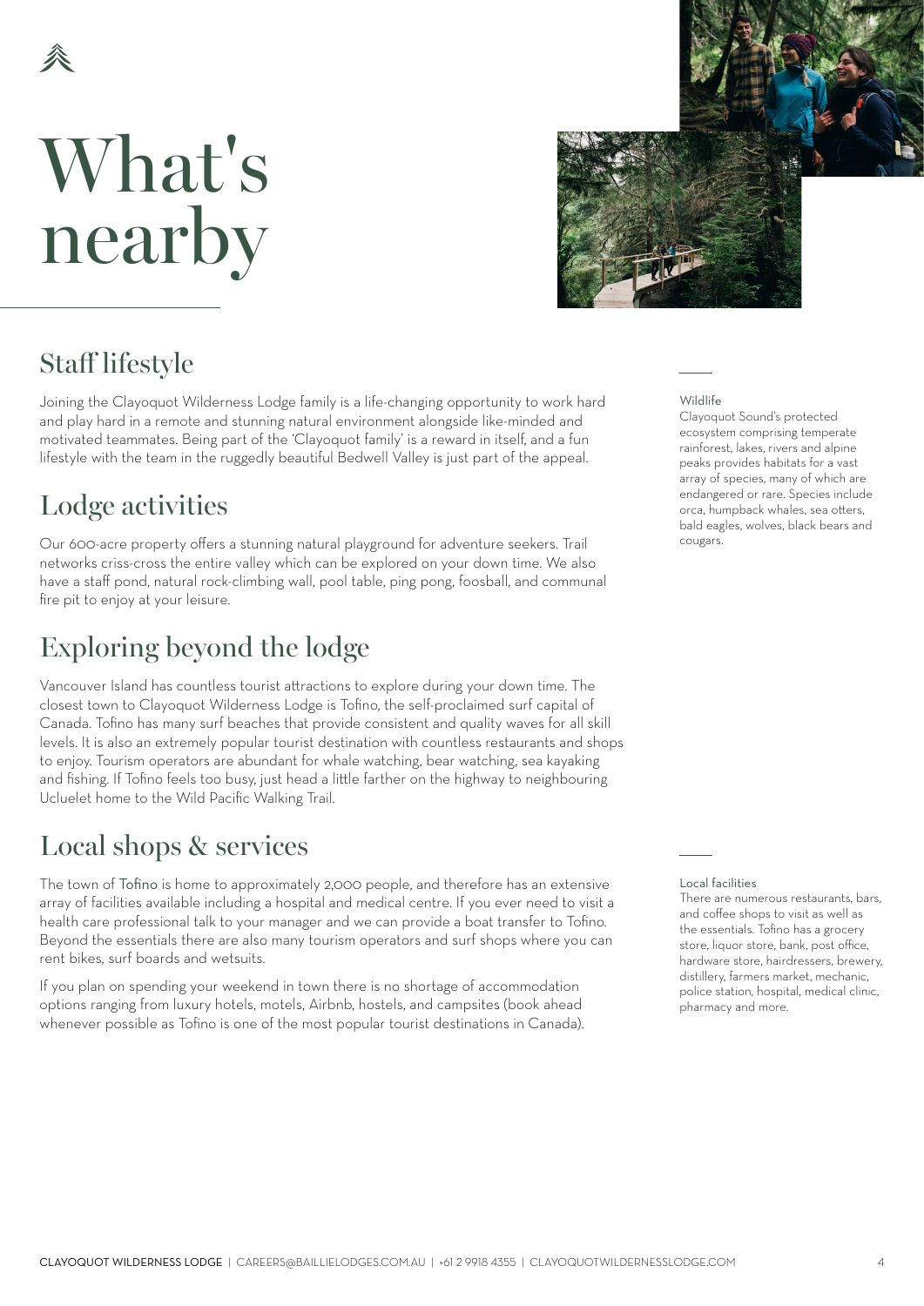# What's nearby

## Staff lifestyle

Joining the Clayoquot Wilderness Lodge family is a life-changing opportunity to work hard and play hard in a remote and stunning natural environment alongside like-minded and motivated teammates. Being part of the 'Clayoquot family' is a reward in itself, and a fun lifestyle with the team in the ruggedly beautiful Bedwell Valley is just part of the appeal.

## Lodge activities

Our 600-acre property offers a stunning natural playground for adventure seekers. Trail networks criss-cross the entire valley which can be explored on your down time. We also have a staff pond, natural rock-climbing wall, pool table, ping pong, foosball, and communal fire pit to enjoy at your leisure.

## Exploring beyond the lodge

Vancouver Island has countless tourist attractions to explore during your down time. The closest town to Clayoquot Wilderness Lodge is Tofino, the self-proclaimed surf capital of Canada. Tofino has many surf beaches that provide consistent and quality waves for all skill levels. It is also an extremely popular tourist destination with countless restaurants and shops to enjoy. Tourism operators are abundant for whale watching, bear watching, sea kayaking and fishing. If Tofino feels too busy, just head a little farther on the highway to neighbouring Ucluelet home to the Wild Pacific Walking Trail.

### Wildlife

Clayoquot Sound's protected ecosystem comprising temperate rainforest, lakes, rivers and alpine peaks provides habitats for a vast array of species, many of which are endangered or rare. Species include orca, humpback whales, sea otters, bald eagles, wolves, black bears and cougars.

## Local shops & services

The town of Tofino is home to approximately 2,000 people, and therefore has an extensive array of facilities available including a hospital and medical centre. If you ever need to visit a health care professional talk to your manager and we can provide a boat transfer to Tofino. Beyond the essentials there are also many tourism operators and surf shops where you can rent bikes, surf boards and wetsuits.

If you plan on spending your weekend in town there is no shortage of accommodation options ranging from luxury hotels, motels, Airbnb, hostels, and campsites (book ahead whenever possible as Tofino is one of the most popular tourist destinations in Canada).

### Local facilities

There are numerous restaurants, bars, and coffee shops to visit as well as the essentials. Tofino has a grocery store, liquor store, bank, post office, hardware store, hairdressers, brewery, distillery, farmers market, mechanic, police station, hospital, medical clinic, pharmacy and more.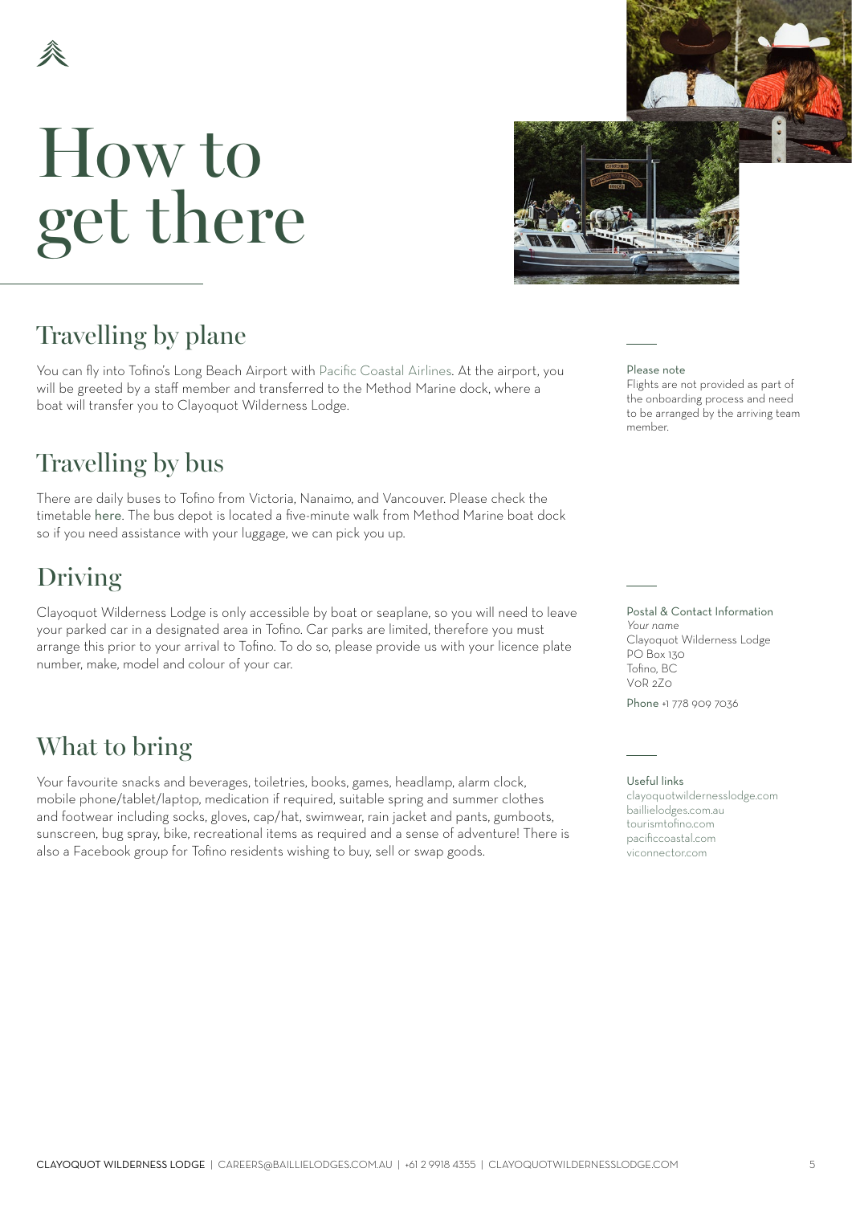# How to get there

## Travelling by plane

You can fly into Tofino's Long Beach Airport with Pacific Coastal Airlines. At the airport, you will be greeted by a staff member and transferred to the Method Marine dock, where a boat will transfer you to Clayoquot Wilderness Lodge.

Please note
Flights are not provided as part of the onboarding process and need to be arranged by the arriving team member.

## Travelling by bus

There are daily buses to Tofino from Victoria, Nanaimo, and Vancouver. Please check the timetable here. The bus depot is located a five-minute walk from Method Marine boat dock so if you need assistance with your luggage, we can pick you up.

## Driving

Clayoquot Wilderness Lodge is only accessible by boat or seaplane, so you will need to leave your parked car in a designated area in Tofino. Car parks are limited, therefore you must arrange this prior to your arrival to Tofino. To do so, please provide us with your licence plate number, make, model and colour of your car.

Postal & Contact Information
*Your name*
Clayoquot Wilderness Lodge
PO Box 130
Tofino, BC
V0R 2Z0

Phone +1 778 909 7036

## What to bring

Your favourite snacks and beverages, toiletries, books, games, headlamp, alarm clock, mobile phone/tablet/laptop, medication if required, suitable spring and summer clothes and footwear including socks, gloves, cap/hat, swimwear, rain jacket and pants, gumboots, sunscreen, bug spray, bike, recreational items as required and a sense of adventure! There is also a Facebook group for Tofino residents wishing to buy, sell or swap goods.

Useful links
clayoquotwildernesslodge.com
baillielodges.com.au
tourismtofino.com
pacificcoastal.com
viconnector.com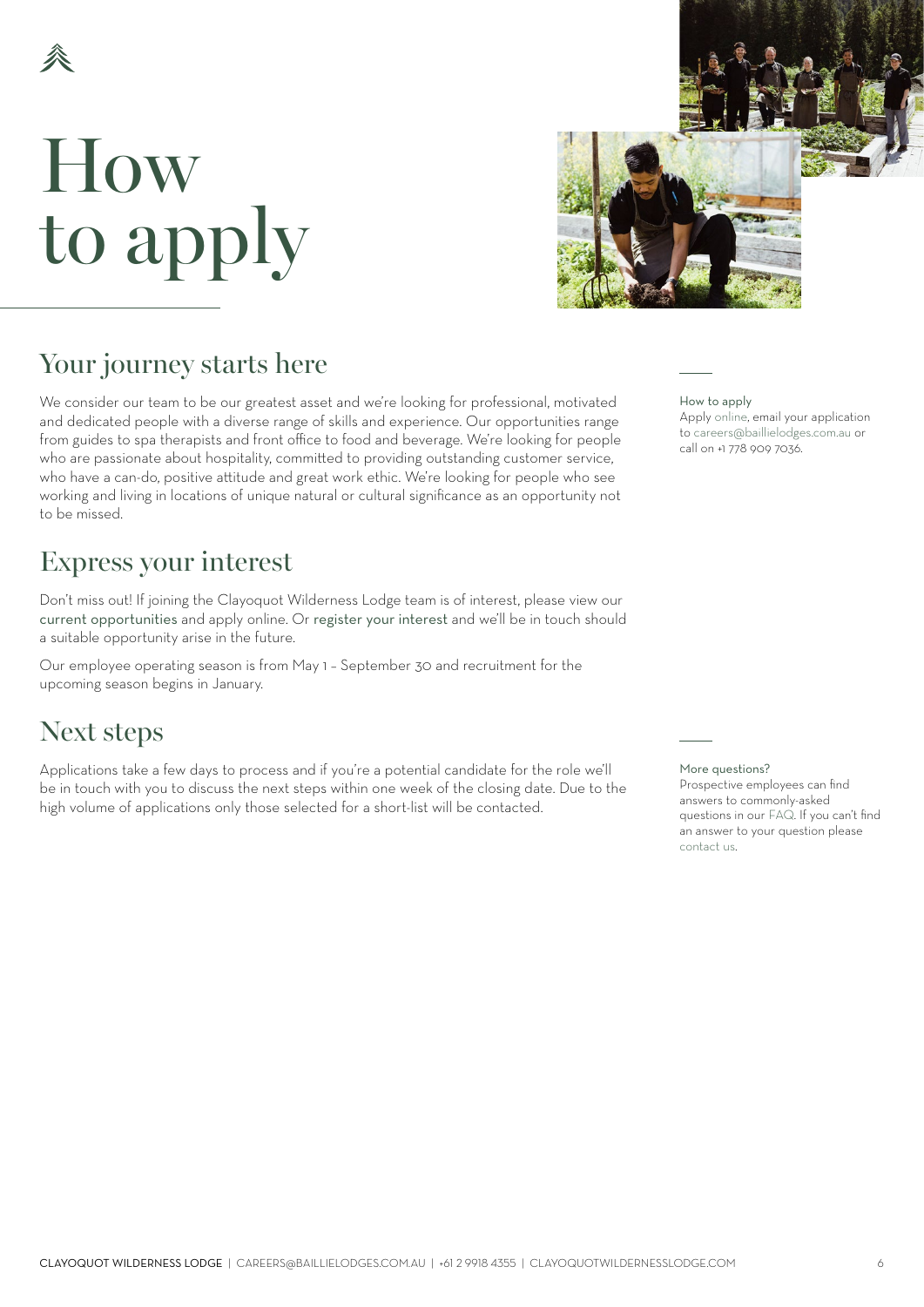# How to apply

## Your journey starts here

We consider our team to be our greatest asset and we're looking for professional, motivated and dedicated people with a diverse range of skills and experience. Our opportunities range from guides to spa therapists and front office to food and beverage. We're looking for people who are passionate about hospitality, committed to providing outstanding customer service, who have a can-do, positive attitude and great work ethic. We're looking for people who see working and living in locations of unique natural or cultural significance as an opportunity not to be missed.

## Express your interest

Don't miss out! If joining the Clayoquot Wilderness Lodge team is of interest, please view our current opportunities and apply online. Or register your interest and we'll be in touch should a suitable opportunity arise in the future.

Our employee operating season is from May 1 – September 30 and recruitment for the upcoming season begins in January.

## Next steps

Applications take a few days to process and if you're a potential candidate for the role we'll be in touch with you to discuss the next steps within one week of the closing date. Due to the high volume of applications only those selected for a short-list will be contacted.

How to apply
Apply online, email your application to careers@baillielodges.com.au or call on +1 778 909 7036.

More questions?
Prospective employees can find answers to commonly-asked questions in our FAQ. If you can't find an answer to your question please contact us.